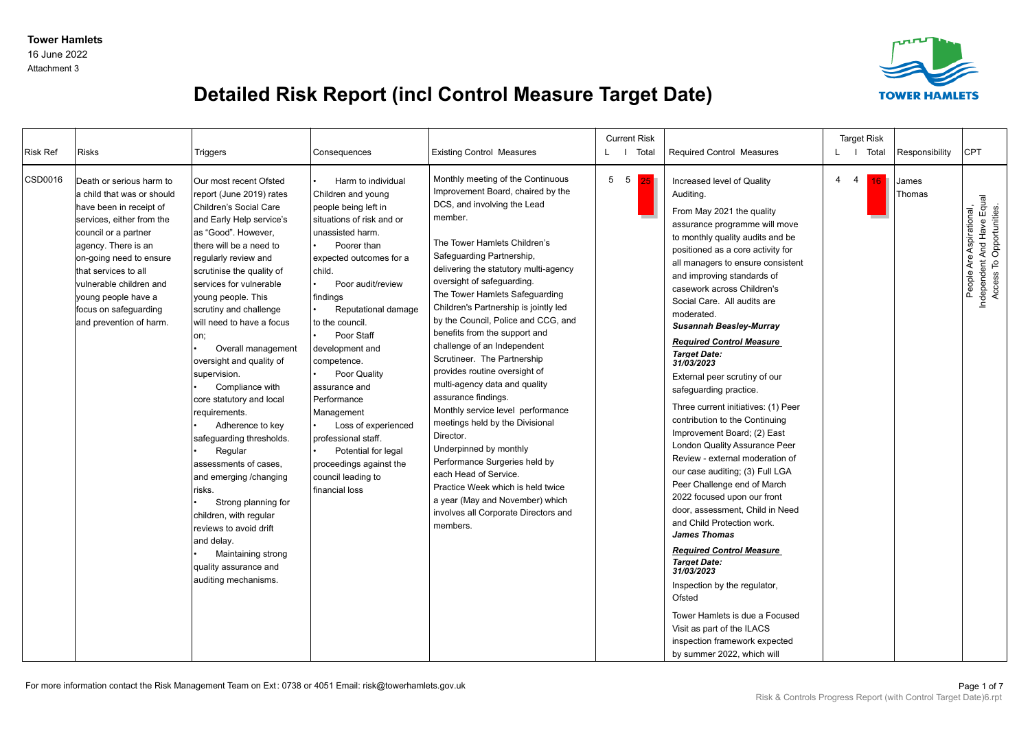**Tower Hamlets**
16 June 2022
Attachment 3

# Detailed Risk Report (incl Control Measure Target Date)

| Risk Ref | Risks | Triggers | Consequences | Existing Control Measures | Current Risk L | I | Total | Required Control Measures | Target Risk L | I | Total | Responsibility | CPT |
|---|---|---|---|---|---|---|---|---|---|---|---|---|---|
| CSD0016 | Death or serious harm to a child that was or should have been in receipt of services, either from the council or a partner agency. There is an on-going need to ensure that services to all vulnerable children and young people have a focus on safeguarding and prevention of harm. | Our most recent Ofsted report (June 2019) rates Children's Social Care and Early Help service's as "Good". However, there will be a need to regularly review and scrutinise the quality of services for vulnerable young people. This scrutiny and challenge will need to have a focus on; • Overall management oversight and quality of supervision. • Compliance with core statutory and local requirements. • Adherence to key safeguarding thresholds. • Regular assessments of cases, and emerging /changing risks. • Strong planning for children, with regular reviews to avoid drift and delay. • Maintaining strong quality assurance and auditing mechanisms. | • Harm to individual Children and young people being left in situations of risk and or unassisted harm. • Poorer than expected outcomes for a child. • Poor audit/review findings • Reputational damage to the council. • Poor Staff development and competence. • Poor Quality assurance and Performance Management • Loss of experienced professional staff. • Potential for legal proceedings against the council leading to financial loss | Monthly meeting of the Continuous Improvement Board, chaired by the DCS, and involving the Lead member. The Tower Hamlets Children's Safeguarding Partnership, delivering the statutory multi-agency oversight of safeguarding. The Tower Hamlets Safeguarding Children's Partnership is jointly led by the Council, Police and CCG, and benefits from the support and challenge of an Independent Scrutineer. The Partnership provides routine oversight of multi-agency data and quality assurance findings. Monthly service level performance meetings held by the Divisional Director. Underpinned by monthly Performance Surgeries held by each Head of Service. Practice Week which is held twice a year (May and November) which involves all Corporate Directors and members. | 5 | 5 | 25 | Increased level of Quality Auditing. From May 2021 the quality assurance programme will move to monthly quality audits and be positioned as a core activity for all managers to ensure consistent and improving standards of casework across Children's Social Care. All audits are moderated. ***Susannah Beasley-Murray*** ***Required Control Measure Target Date: 31/03/2023*** External peer scrutiny of our safeguarding practice. Three current initiatives: (1) Peer contribution to the Continuing Improvement Board; (2) East London Quality Assurance Peer Review - external moderation of our case auditing; (3) Full LGA Peer Challenge end of March 2022 focused upon our front door, assessment, Child in Need and Child Protection work. ***James Thomas*** ***Required Control Measure Target Date: 31/03/2023*** Inspection by the regulator, Ofsted. Tower Hamlets is due a Focused Visit as part of the ILACS inspection framework expected by summer 2022, which will | 4 | 4 | 16 | James Thomas | People Are Aspirational, Independent And Have Equal Access To Opportunities. |

For more information contact the Risk Management Team on Ext: 0738 or 4051 Email: risk@towerhamlets.gov.uk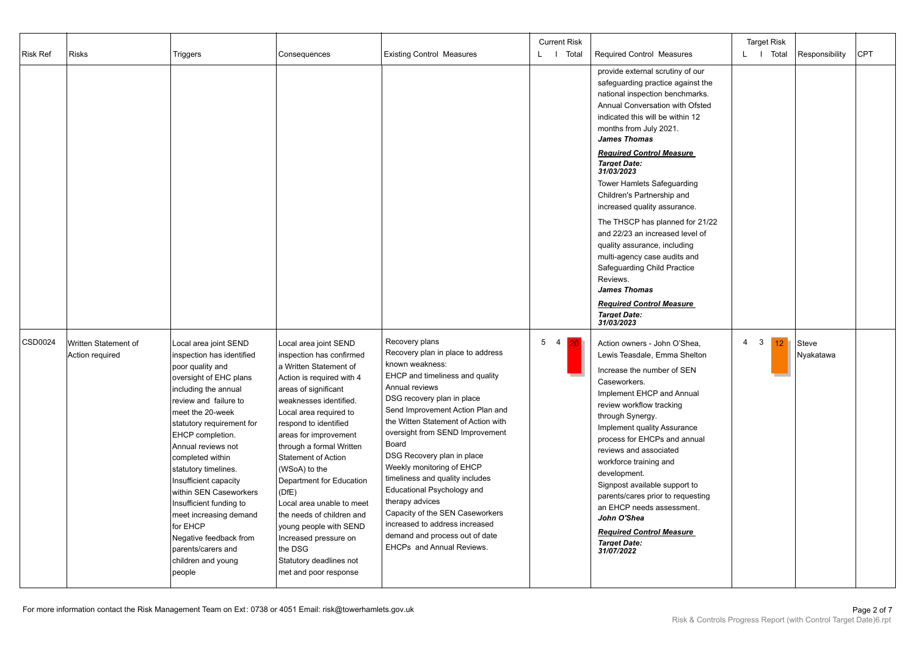| Risk Ref | Risks | Triggers | Consequences | Existing Control Measures | Current Risk L | Current Risk I | Current Risk Total | Required Control Measures | Target Risk L | Target Risk I | Target Risk Total | Responsibility | CPT |
|---|---|---|---|---|---|---|---|---|---|---|---|---|---|
| | | | | | | | | provide external scrutiny of our safeguarding practice against the national inspection benchmarks. Annual Conversation with Ofsted indicated this will be within 12 months from July 2021. ***James Thomas*** <br><br> ***Required Control Measure*** <br> ***Target Date: 31/03/2023*** <br> Tower Hamlets Safeguarding Children's Partnership and increased quality assurance. <br><br> The THSCP has planned for 21/22 and 22/23 an increased level of quality assurance, including multi-agency case audits and Safeguarding Child Practice Reviews. <br> ***James Thomas*** <br><br> ***Required Control Measure*** <br> ***Target Date: 31/03/2023*** | | | | | |
| CSD0024 | Written Statement of Action required | Local area joint SEND inspection has identified poor quality and oversight of EHC plans including the annual review and failure to meet the 20-week statutory requirement for EHCP completion. Annual reviews not completed within statutory timelines. Insufficient capacity within SEN Caseworkers Insufficient funding to meet increasing demand for EHCP Negative feedback from parents/carers and children and young people | Local area joint SEND inspection has confirmed a Written Statement of Action is required with 4 areas of significant weaknesses identified. Local area required to respond to identified areas for improvement through a formal Written Statement of Action (WSoA) to the Department for Education (DfE) Local area unable to meet the needs of children and young people with SEND Increased pressure on the DSG Statutory deadlines not met and poor response | Recovery plans <br> Recovery plan in place to address known weakness: <br> EHCP and timeliness and quality <br> Annual reviews <br> DSG recovery plan in place <br> Send Improvement Action Plan and the Witten Statement of Action with oversight from SEND Improvement Board <br> DSG Recovery plan in place <br> Weekly monitoring of EHCP timeliness and quality includes Educational Psychology and therapy advices <br> Capacity of the SEN Caseworkers increased to address increased demand and process out of date EHCPs and Annual Reviews. | 5 | 4 | 20 | Action owners - John O'Shea, Lewis Teasdale, Emma Shelton <br><br> Increase the number of SEN Caseworkers. <br> Implement EHCP and Annual review workflow tracking through Synergy. <br> Implement quality Assurance process for EHCPs and annual reviews and associated workforce training and development. <br> Signpost available support to parents/cares prior to requesting an EHCP needs assessment. <br> ***John O'Shea*** <br><br> ***Required Control Measure*** <br> ***Target Date: 31/07/2022*** | 4 | 3 | 12 | Steve Nyakatawa | |

For more information contact the Risk Management Team on Ext: 0738 or 4051 Email: risk@towerhamlets.gov.uk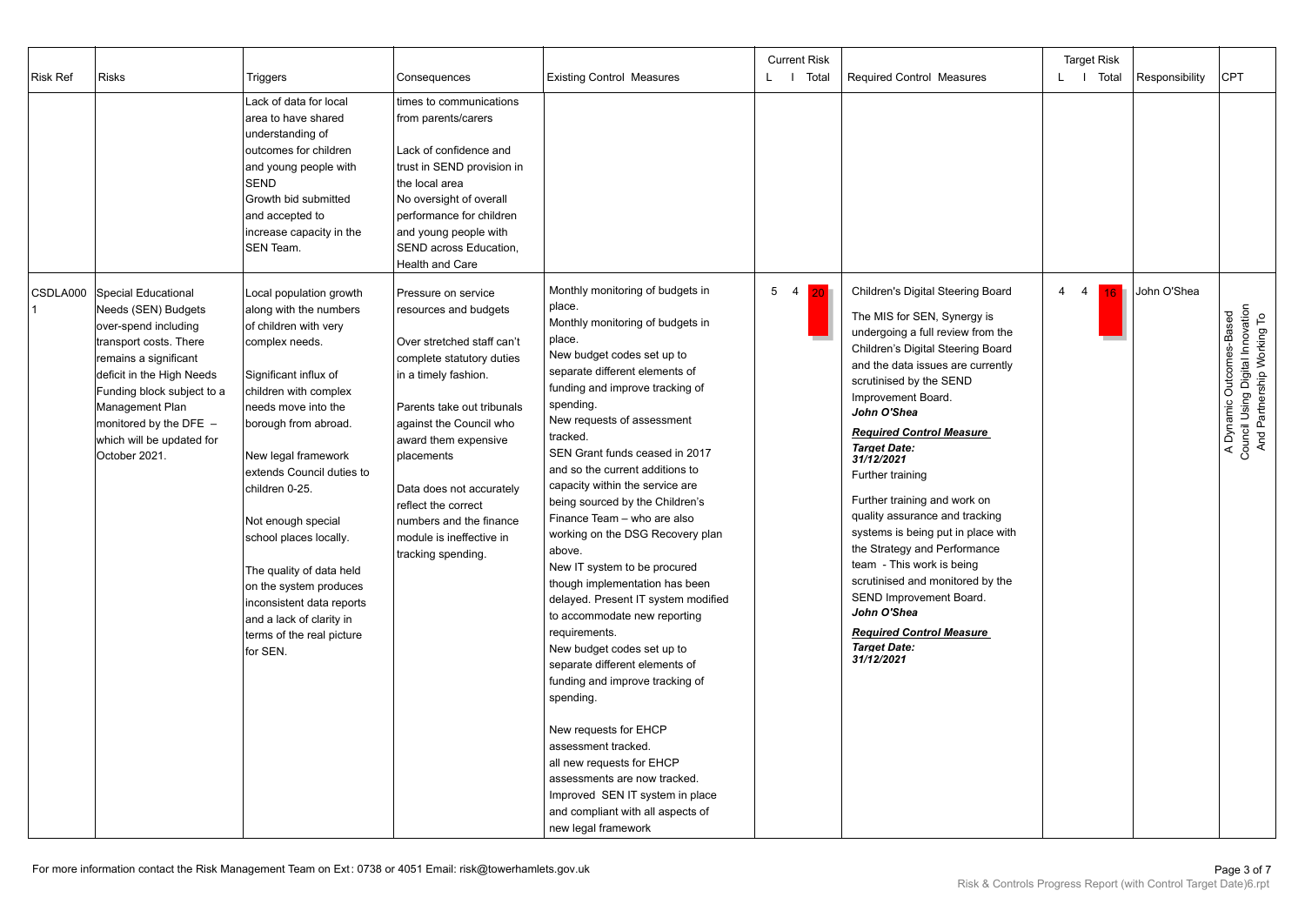| Risk Ref | Risks | Triggers | Consequences | Existing Control Measures | Current Risk L | Current Risk I | Current Risk Total | Required Control Measures | Target Risk L | Target Risk I | Target Risk Total | Responsibility | CPT |
|---|---|---|---|---|---|---|---|---|---|---|---|---|---|
| | | Lack of data for local area to have shared understanding of outcomes for children and young people with SEND<br>Growth bid submitted and accepted to increase capacity in the SEN Team. | times to communications from parents/carers<br><br>Lack of confidence and trust in SEND provision in the local area<br>No oversight of overall performance for children and young people with SEND across Education, Health and Care | | | | | | | | | | |
| CSDLA0001 | Special Educational Needs (SEN) Budgets over-spend including transport costs. There remains a significant deficit in the High Needs Funding block subject to a Management Plan monitored by the DFE – which will be updated for October 2021. | Local population growth along with the numbers of children with very complex needs.<br><br>Significant influx of children with complex needs move into the borough from abroad.<br><br>New legal framework extends Council duties to children 0-25.<br><br>Not enough special school places locally.<br><br>The quality of data held on the system produces inconsistent data reports and a lack of clarity in terms of the real picture for SEN. | Pressure on service resources and budgets<br><br>Over stretched staff can't complete statutory duties in a timely fashion.<br><br>Parents take out tribunals against the Council who award them expensive placements<br><br>Data does not accurately reflect the correct numbers and the finance module is ineffective in tracking spending. | Monthly monitoring of budgets in place.<br>Monthly monitoring of budgets in place.<br>New budget codes set up to separate different elements of funding and improve tracking of spending.<br>New requests of assessment tracked.<br>SEN Grant funds ceased in 2017 and so the current additions to capacity within the service are being sourced by the Children's Finance Team – who are also working on the DSG Recovery plan above.<br>New IT system to be procured though implementation has been delayed. Present IT system modified to accommodate new reporting requirements.<br>New budget codes set up to separate different elements of funding and improve tracking of spending.<br><br>New requests for EHCP assessment tracked.<br>all new requests for EHCP assessments are now tracked.<br>Improved SEN IT system in place and compliant with all aspects of new legal framework | 5 | 4 | 20 | Children's Digital Steering Board<br>The MIS for SEN, Synergy is undergoing a full review from the Children's Digital Steering Board and the data issues are currently scrutinised by the SEND Improvement Board.<br>***John O'Shea***<br>***Required Control Measure***<br>***Target Date: 31/12/2021***<br>Further training<br>Further training and work on quality assurance and tracking systems is being put in place with the Strategy and Performance team - This work is being scrutinised and monitored by the SEND Improvement Board.<br>***John O'Shea***<br>***Required Control Measure***<br>***Target Date: 31/12/2021*** | 4 | 4 | 16 | John O'Shea | A Dynamic Outcomes-Based Council Using Digital Innovation And Partnership Working To |

For more information contact the Risk Management Team on Ext: 0738 or 4051 Email: risk@towerhamlets.gov.uk

Risk & Controls Progress Report (with Control Target Date)6.rpt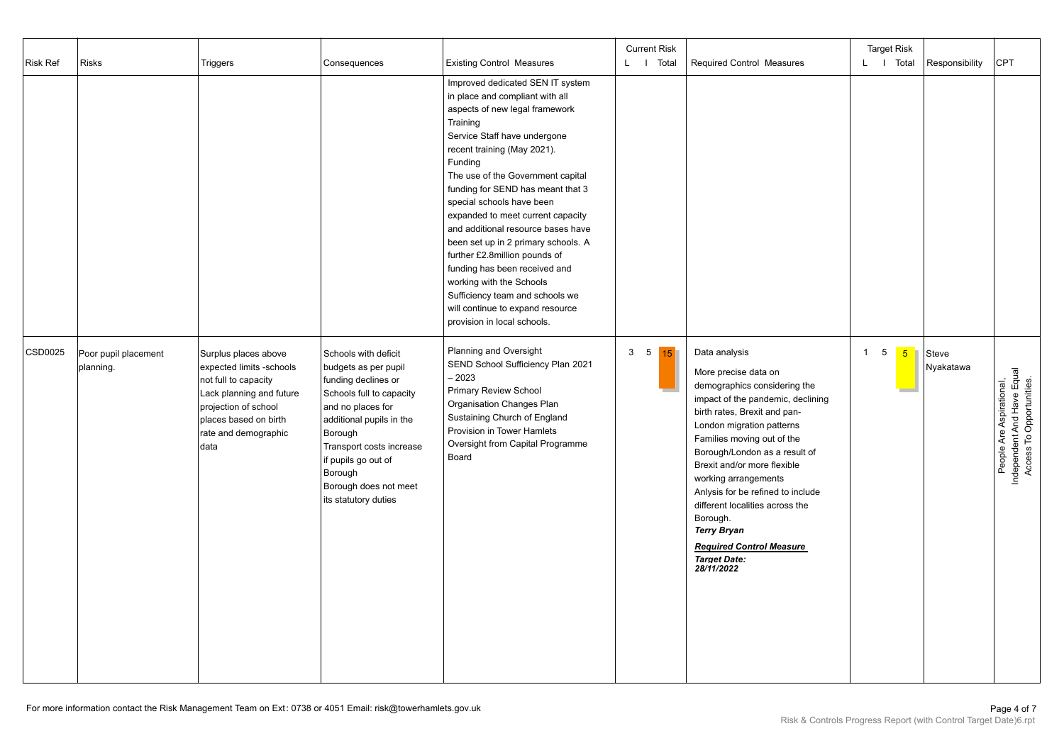| Risk Ref | Risks | Triggers | Consequences | Existing Control Measures | Current Risk | | | Required Control Measures | Target Risk | | | Responsibility | CPT |
|---|---|---|---|---|---|---|---|---|---|---|---|---|---|
| | | | | | L | I | Total | | L | I | Total | | |
| | | | | Improved dedicated SEN IT system in place and compliant with all aspects of new legal framework<br>Training<br>Service Staff have undergone recent training (May 2021).<br>Funding<br>The use of the Government capital funding for SEND has meant that 3 special schools have been expanded to meet current capacity and additional resource bases have been set up in 2 primary schools. A further £2.8million pounds of funding has been received and working with the Schools Sufficiency team and schools we will continue to expand resource provision in local schools. | | | | | | | | | |
| CSD0025 | Poor pupil placement planning. | Surplus places above expected limits -schools not full to capacity<br>Lack planning and future projection of school places based on birth rate and demographic data | Schools with deficit budgets as per pupil funding declines or<br>Schools full to capacity and no places for additional pupils in the Borough<br>Transport costs increase if pupils go out of Borough<br>Borough does not meet its statutory duties | Planning and Oversight<br>SEND School Sufficiency Plan 2021 – 2023<br>Primary Review School Organisation Changes Plan<br>Sustaining Church of England Provision in Tower Hamlets<br>Oversight from Capital Programme Board | 3 | 5 | 15 | Data analysis<br>More precise data on demographics considering the impact of the pandemic, declining birth rates, Brexit and pan-London migration patterns<br>Families moving out of the Borough/London as a result of Brexit and/or more flexible working arrangements<br>Anlysis for be refined to include different localities across the Borough.<br>***Terry Bryan***<br>***Required Control Measure***<br>***Target Date: 28/11/2022*** | 1 | 5 | 5 | Steve Nyakatawa | People Are Aspirational, Independent And Have Equal Access To Opportunities. |

For more information contact the Risk Management Team on Ext: 0738 or 4051 Email: risk@towerhamlets.gov.uk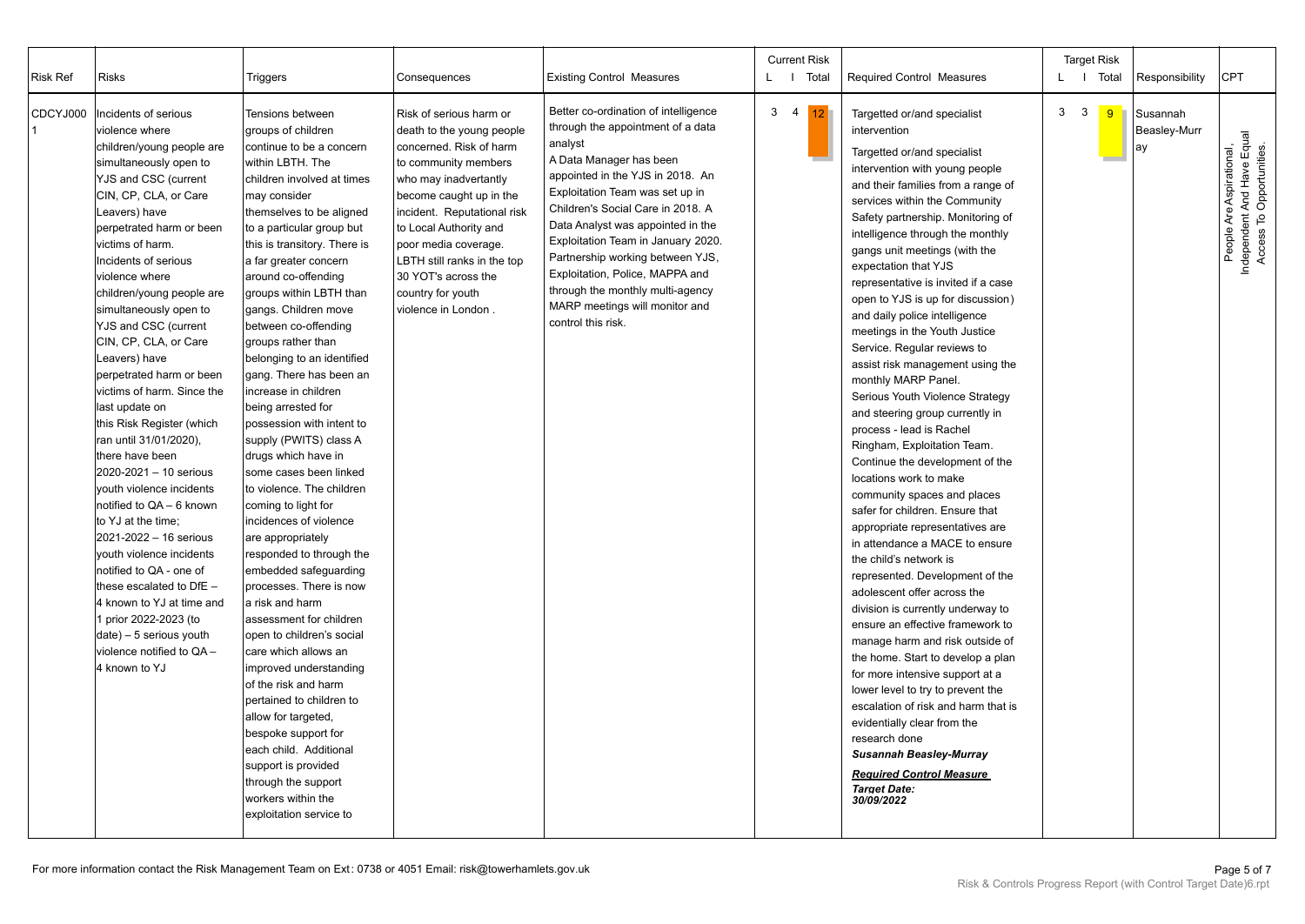| Risk Ref | Risks | Triggers | Consequences | Existing Control Measures | Current Risk L | Current Risk I | Current Risk Total | Required Control Measures | Target Risk L | Target Risk I | Target Risk Total | Responsibility | CPT |
|---|---|---|---|---|---|---|---|---|---|---|---|---|---|
| CDCYJ0001 | Incidents of serious violence where children/young people are simultaneously open to YJS and CSC (current CIN, CP, CLA, or Care Leavers) have perpetrated harm or been victims of harm. Incidents of serious violence where children/young people are simultaneously open to YJS and CSC (current CIN, CP, CLA, or Care Leavers) have perpetrated harm or been victims of harm. Since the last update on this Risk Register (which ran until 31/01/2020), there have been 2020-2021 – 10 serious youth violence incidents notified to QA – 6 known to YJ at the time; 2021-2022 – 16 serious youth violence incidents notified to QA - one of these escalated to DfE – 4 known to YJ at time and 1 prior 2022-2023 (to date) – 5 serious youth violence notified to QA – 4 known to YJ | Tensions between groups of children continue to be a concern within LBTH. The children involved at times may consider themselves to be aligned to a particular group but this is transitory. There is a far greater concern around co-offending groups within LBTH than gangs. Children move between co-offending groups rather than belonging to an identified gang. There has been an increase in children being arrested for possession with intent to supply (PWITS) class A drugs which have in some cases been linked to violence. The children coming to light for incidences of violence are appropriately responded to through the embedded safeguarding processes. There is now a risk and harm assessment for children open to children's social care which allows an improved understanding of the risk and harm pertained to children to allow for targeted, bespoke support for each child. Additional support is provided through the support workers within the exploitation service to | Risk of serious harm or death to the young people concerned. Risk of harm to community members who may inadvertantly become caught up in the incident. Reputational risk to Local Authority and poor media coverage. LBTH still ranks in the top 30 YOT's across the country for youth violence in London . | Better co-ordination of intelligence through the appointment of a data analyst<br>A Data Manager has been appointed in the YJS in 2018. An Exploitation Team was set up in Children's Social Care in 2018. A Data Analyst was appointed in the Exploitation Team in January 2020. Partnership working between YJS, Exploitation, Police, MAPPA and through the monthly multi-agency MARP meetings will monitor and control this risk. | 3 | 4 | 12 | Targetted or/and specialist intervention<br>Targetted or/and specialist intervention with young people and their families from a range of services within the Community Safety partnership. Monitoring of intelligence through the monthly gangs unit meetings (with the expectation that YJS representative is invited if a case open to YJS is up for discussion) and daily police intelligence meetings in the Youth Justice Service. Regular reviews to assist risk management using the monthly MARP Panel. Serious Youth Violence Strategy and steering group currently in process - lead is Rachel Ringham, Exploitation Team. Continue the development of the locations work to make community spaces and places safer for children. Ensure that appropriate representatives are in attendance a MACE to ensure the child's network is represented. Development of the adolescent offer across the division is currently underway to ensure an effective framework to manage harm and risk outside of the home. Start to develop a plan for more intensive support at a lower level to try to prevent the escalation of risk and harm that is evidentially clear from the research done<br>***Susannah Beasley-Murray***<br>***Required Control Measure***<br>***Target Date: 30/09/2022*** | 3 | 3 | 9 | Susannah Beasley-Murray | People Are Aspirational, Independent And Have Equal Access To Opportunities. |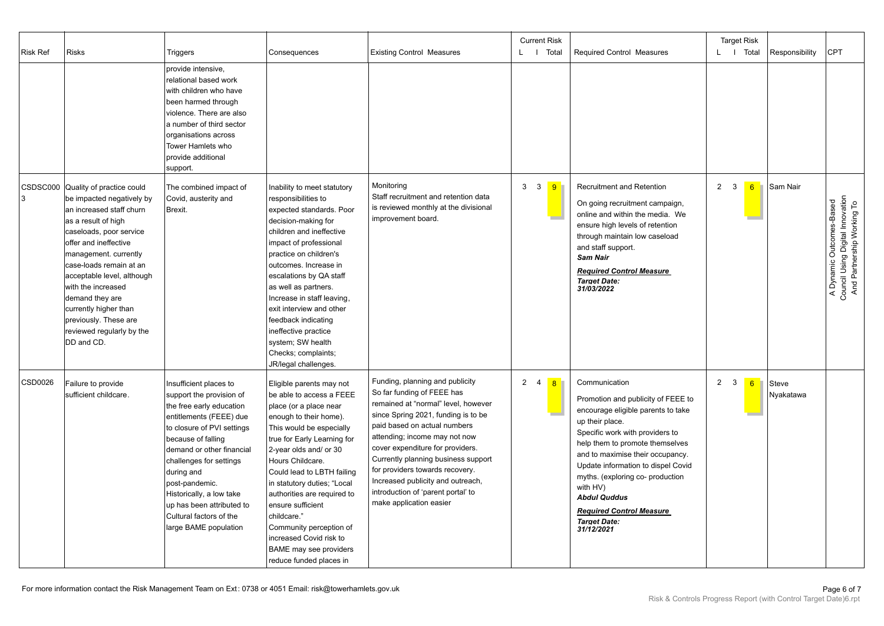| Risk Ref | Risks | Triggers | Consequences | Existing Control Measures | Current Risk L | Current Risk I | Current Risk Total | Required Control Measures | Target Risk L | Target Risk I | Target Risk Total | Responsibility | CPT |
|---|---|---|---|---|---|---|---|---|---|---|---|---|---|
| | | provide intensive, relational based work with children who have been harmed through violence. There are also a number of third sector organisations across Tower Hamlets who provide additional support. | | | | | | | | | | | |
| CSDSC0003 | Quality of practice could be impacted negatively by an increased staff churn as a result of high caseloads, poor service offer and ineffective management. currently case-loads remain at an acceptable level, although with the increased demand they are currently higher than previously. These are reviewed regularly by the DD and CD. | The combined impact of Covid, austerity and Brexit. | Inability to meet statutory responsibilities to expected standards. Poor decision-making for children and ineffective impact of professional practice on children's outcomes. Increase in escalations by QA staff as well as partners. Increase in staff leaving, exit interview and other feedback indicating ineffective practice system; SW health Checks; complaints; JR/legal challenges. | Monitoring<br>Staff recruitment and retention data is reviewed monthly at the divisional improvement board. | 3 | 3 | 9 | Recruitment and Retention<br>On going recruitment campaign, online and within the media. We ensure high levels of retention through maintain low caseload and staff support.<br>***Sam Nair***<br>***Required Control Measure***<br>***Target Date: 31/03/2022*** | 2 | 3 | 6 | Sam Nair | A Dynamic Outcomes-Based Council Using Digital Innovation And Partnership Working To |
| CSD0026 | Failure to provide sufficient childcare. | Insufficient places to support the provision of the free early education entitlements (FEEE) due to closure of PVI settings because of falling demand or other financial challenges for settings during and post-pandemic. Historically, a low take up has been attributed to Cultural factors of the large BAME population | Eligible parents may not be able to access a FEEE place (or a place near enough to their home). This would be especially true for Early Learning for 2-year olds and/ or 30 Hours Childcare. Could lead to LBTH failing in statutory duties; "Local authorities are required to ensure sufficient childcare." Community perception of increased Covid risk to BAME may see providers reduce funded places in | Funding, planning and publicity<br>So far funding of FEEE has remained at "normal" level, however since Spring 2021, funding is to be paid based on actual numbers attending; income may not now cover expenditure for providers. Currently planning business support for providers towards recovery. Increased publicity and outreach, introduction of 'parent portal' to make application easier | 2 | 4 | 8 | Communication<br>Promotion and publicity of FEEE to encourage eligible parents to take up their place.<br>Specific work with providers to help them to promote themselves and to maximise their occupancy. Update information to dispel Covid myths. (exploring co- production with HV)<br>***Abdul Quddus***<br>***Required Control Measure***<br>***Target Date: 31/12/2021*** | 2 | 3 | 6 | Steve Nyakatawa | |

For more information contact the Risk Management Team on Ext: 0738 or 4051 Email: risk@towerhamlets.gov.uk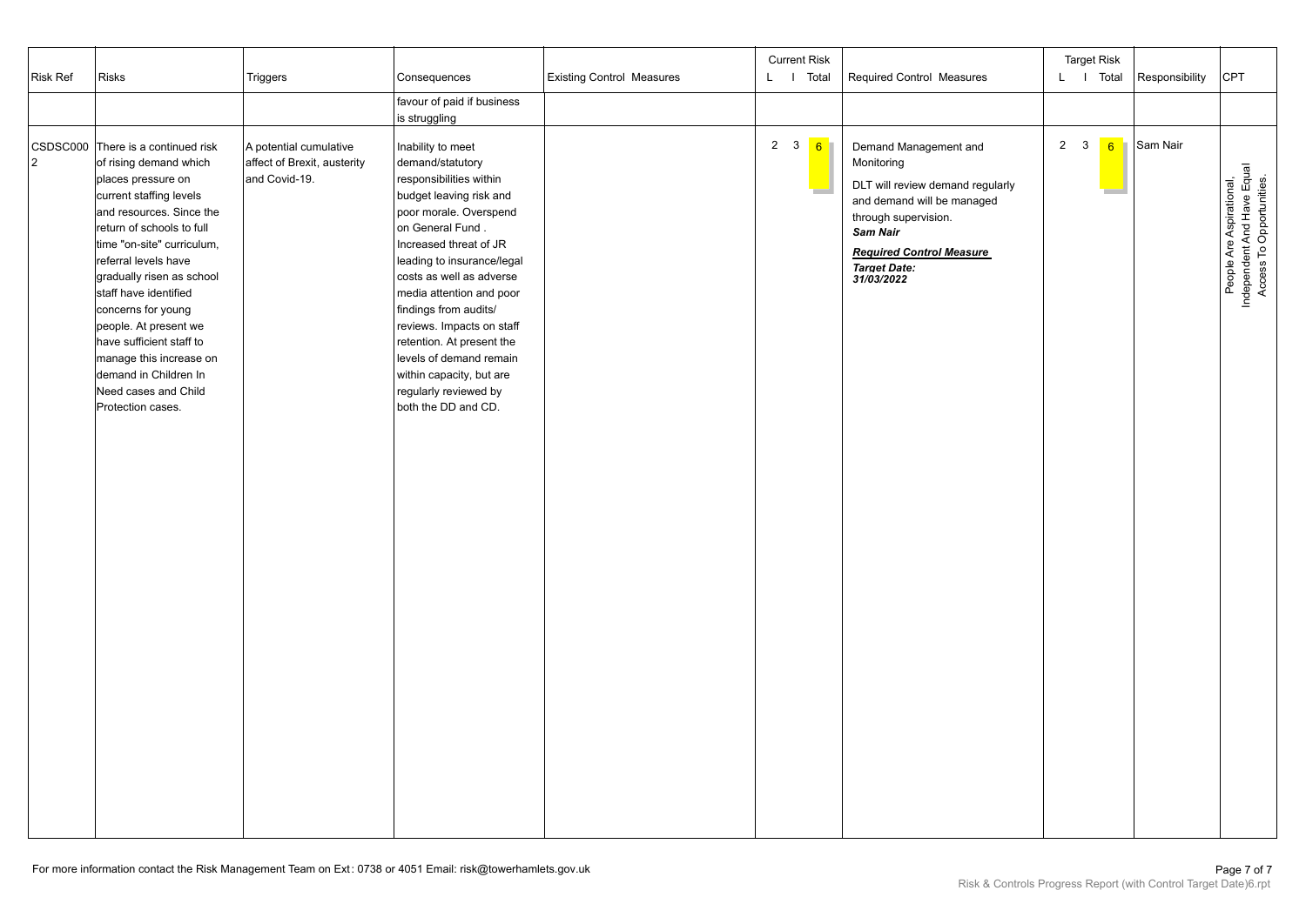| Risk Ref | Risks | Triggers | Consequences | Existing Control Measures | Current Risk L I Total | Required Control Measures | Target Risk L I Total | Responsibility | CPT |
|---|---|---|---|---|---|---|---|---|---|
| | | | favour of paid if business is struggling | | | | | | |
| CSDSC0002 | There is a continued risk of rising demand which places pressure on current staffing levels and resources. Since the return of schools to full time "on-site" curriculum, referral levels have gradually risen as school staff have identified concerns for young people. At present we have sufficient staff to manage this increase on demand in Children In Need cases and Child Protection cases. | A potential cumulative affect of Brexit, austerity and Covid-19. | Inability to meet demand/statutory responsibilities within budget leaving risk and poor morale. Overspend on General Fund . Increased threat of JR leading to insurance/legal costs as well as adverse media attention and poor findings from audits/ reviews. Impacts on staff retention. At present the levels of demand remain within capacity, but are regularly reviewed by both the DD and CD. | | 2 3 6 | Demand Management and Monitoring<br><br>DLT will review demand regularly and demand will be managed through supervision.<br>***Sam Nair***<br>***Required Control Measure***<br>***Target Date: 31/03/2022*** | 2 3 6 | Sam Nair | People Are Aspirational, Independent And Have Equal Access To Opportunities. |